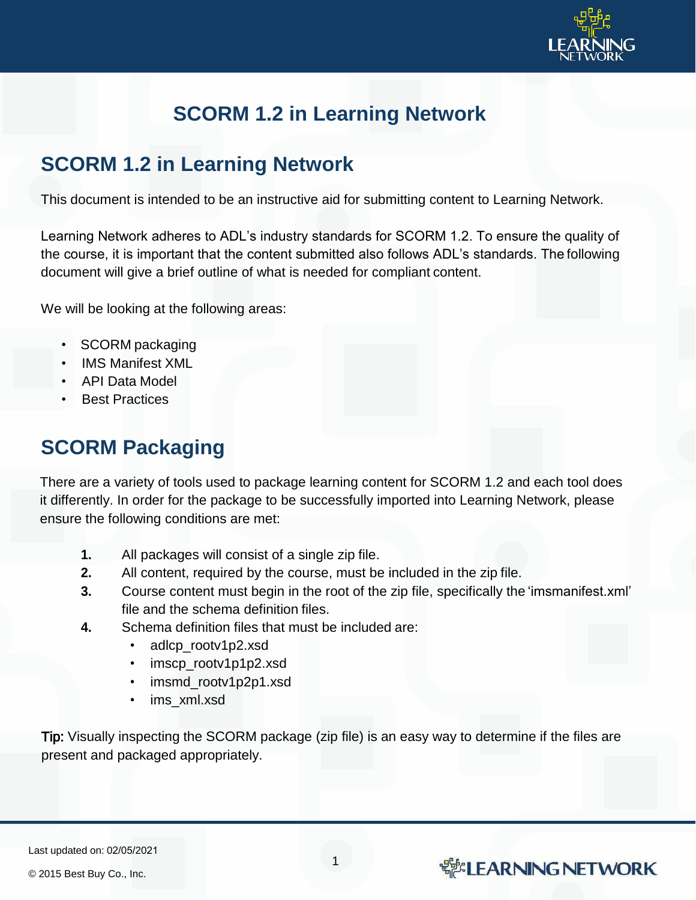# SCORM 1.2 in Learning Network

## SCORM 1.2 in Learning Network

This document is intended to be an instructive aid for submitting content to Learning Network.

Learning Network adheres to ADL's industry standards for SCORM 1.2. To ensure the quality of the course, it is important that the content submitted also follows ADL's standards. The following document will give a brief outline of what is needed for compliant content.

We will be looking at the following areas:

- SCORM packaging
- IMS Manifest XML
- API Data Model
- Best Practices

## SCORM Packaging

There are a variety of tools used to package learning content for SCORM 1.2 and each tool does it differently. In order for the package to be successfully imported into Learning Network, please ensure the following conditions are met:

1. All packages will consist of a single zip file.
2. All content, required by the course, must be included in the zip file.
3. Course content must begin in the root of the zip file, specifically the 'imsmanifest.xml' file and the schema definition files.
4. Schema definition files that must be included are:
   - adlcp_rootv1p2.xsd
   - imscp_rootv1p1p2.xsd
   - imsmd_rootv1p2p1.xsd
   - ims_xml.xsd

**Tip:** Visually inspecting the SCORM package (zip file) is an easy way to determine if the files are present and packaged appropriately.

Last updated on: 02/05/2021

© 2015 Best Buy Co., Inc.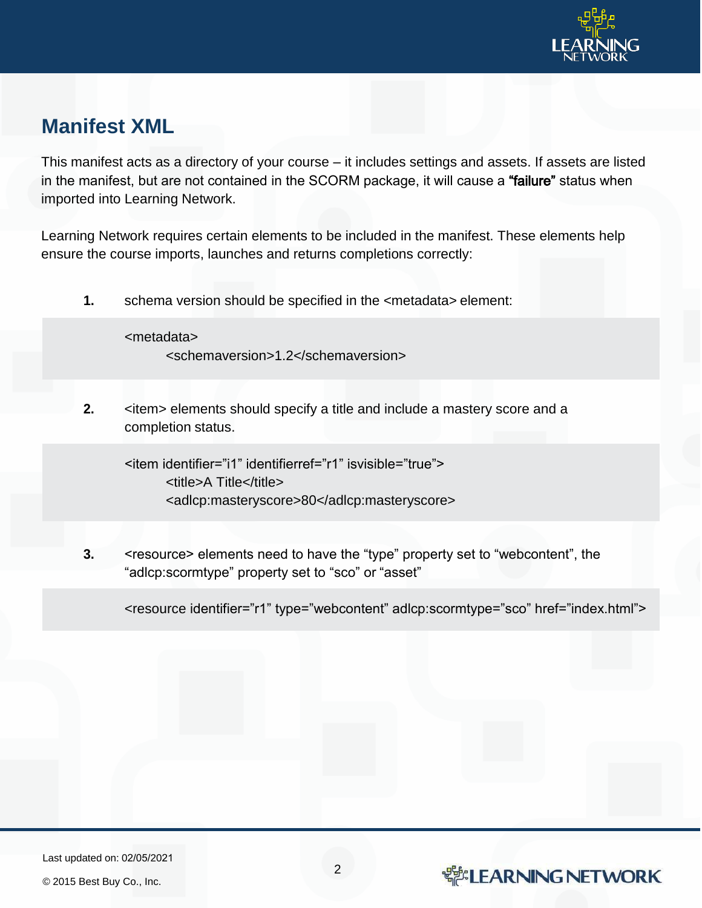## Manifest XML

This manifest acts as a directory of your course – it includes settings and assets. If assets are listed in the manifest, but are not contained in the SCORM package, it will cause a **"failure"** status when imported into Learning Network.

Learning Network requires certain elements to be included in the manifest. These elements help ensure the course imports, launches and returns completions correctly:

**1.** schema version should be specified in the <metadata> element:

```
<metadata>
        <schemaversion>1.2</schemaversion>
```

**2.** <item> elements should specify a title and include a mastery score and a completion status.

```
<item identifier="i1" identifierref="r1" isvisible="true">
        <title>A Title</title>
        <adlcp:masteryscore>80</adlcp:masteryscore>
```

**3.** <resource> elements need to have the "type" property set to "webcontent", the "adlcp:scormtype" property set to "sco" or "asset"

```
<resource identifier="r1" type="webcontent" adlcp:scormtype="sco" href="index.html">
```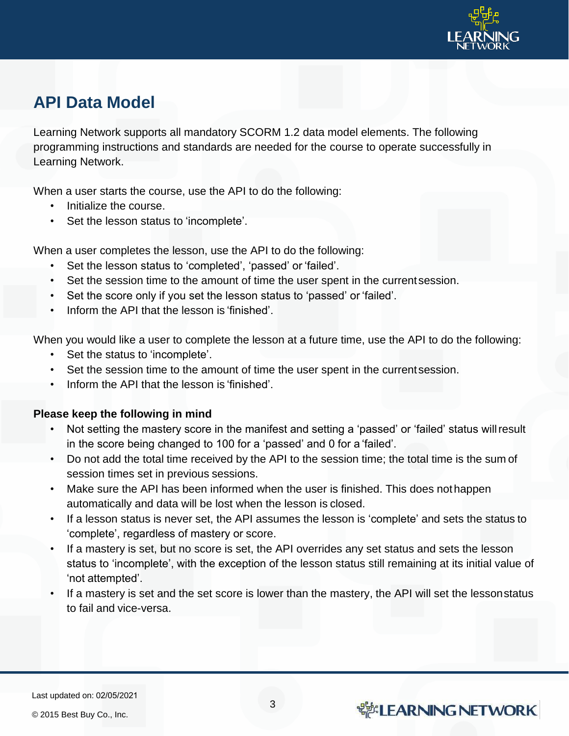## API Data Model

Learning Network supports all mandatory SCORM 1.2 data model elements. The following programming instructions and standards are needed for the course to operate successfully in Learning Network.

When a user starts the course, use the API to do the following:

- Initialize the course.
- Set the lesson status to ‘incomplete’.

When a user completes the lesson, use the API to do the following:

- Set the lesson status to ‘completed’, ‘passed’ or ‘failed’.
- Set the session time to the amount of time the user spent in the current session.
- Set the score only if you set the lesson status to ‘passed’ or ‘failed’.
- Inform the API that the lesson is ‘finished’.

When you would like a user to complete the lesson at a future time, use the API to do the following:

- Set the status to ‘incomplete’.
- Set the session time to the amount of time the user spent in the current session.
- Inform the API that the lesson is ‘finished’.

**Please keep the following in mind**

- Not setting the mastery score in the manifest and setting a ‘passed’ or ‘failed’ status will result in the score being changed to 100 for a ‘passed’ and 0 for a ‘failed’.
- Do not add the total time received by the API to the session time; the total time is the sum of session times set in previous sessions.
- Make sure the API has been informed when the user is finished. This does not happen automatically and data will be lost when the lesson is closed.
- If a lesson status is never set, the API assumes the lesson is ‘complete’ and sets the status to ‘complete’, regardless of mastery or score.
- If a mastery is set, but no score is set, the API overrides any set status and sets the lesson status to ‘incomplete’, with the exception of the lesson status still remaining at its initial value of ‘not attempted’.
- If a mastery is set and the set score is lower than the mastery, the API will set the lesson status to fail and vice-versa.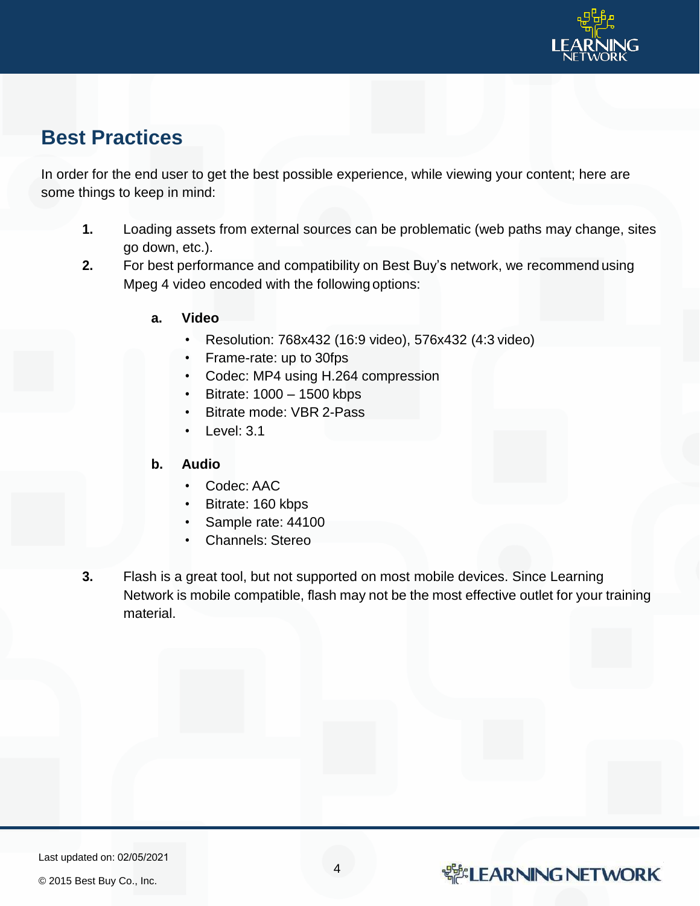## Best Practices

In order for the end user to get the best possible experience, while viewing your content; here are some things to keep in mind:

1. Loading assets from external sources can be problematic (web paths may change, sites go down, etc.).
2. For best performance and compatibility on Best Buy's network, we recommend using Mpeg 4 video encoded with the following options:

   a. **Video**

      - Resolution: 768x432 (16:9 video), 576x432 (4:3 video)
      - Frame-rate: up to 30fps
      - Codec: MP4 using H.264 compression
      - Bitrate: 1000 – 1500 kbps
      - Bitrate mode: VBR 2-Pass
      - Level: 3.1

   b. **Audio**

      - Codec: AAC
      - Bitrate: 160 kbps
      - Sample rate: 44100
      - Channels: Stereo

3. Flash is a great tool, but not supported on most mobile devices. Since Learning Network is mobile compatible, flash may not be the most effective outlet for your training material.

Last updated on: 02/05/2021

© 2015 Best Buy Co., Inc.